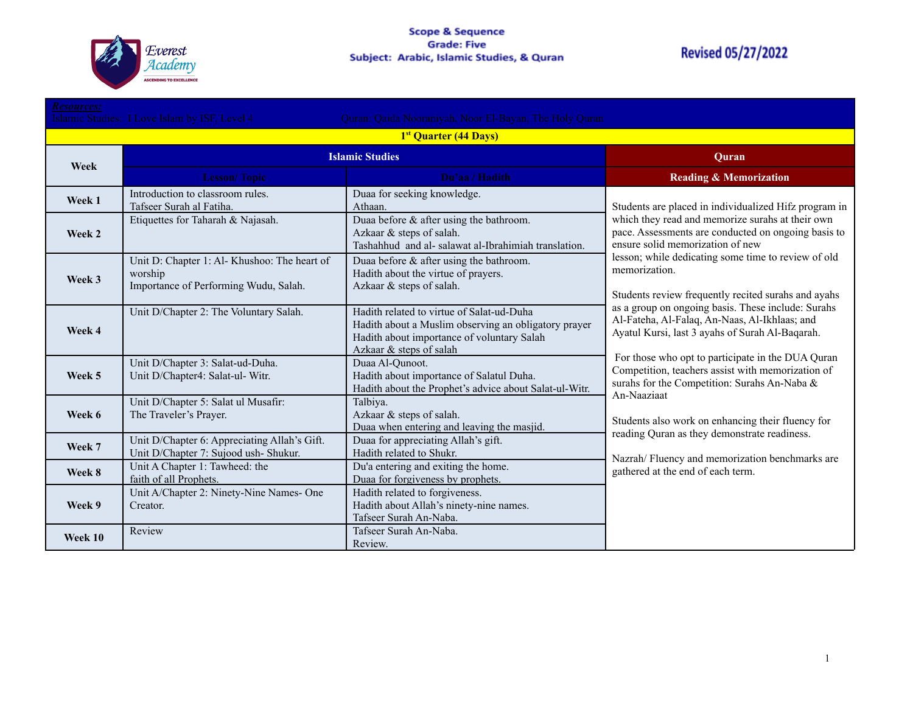Everest Academy
ASCENDING TO EXCELLENCE

**Scope & Sequence**
**Grade: Five**
**Subject: Arabic, Islamic Studies, & Quran**

**Revised 05/27/2022**

***Resources:***
Islamic Studies: I Love Islam by ISF, Level 4 — Quran: Qaida Nooraniyah, Noor El-Bayan, The Holy Quran

**1st Quarter (44 Days)**

| Week | Islamic Studies | | Quran |
|---|---|---|---|
| | **Lesson/ Topic** | **Du'aa / Hadith** | **Reading & Memorization** |
| **Week 1** | Introduction to classroom rules.<br>Tafseer Surah al Fatiha. | Duaa for seeking knowledge.<br>Athaan. | Students are placed in individualized Hifz program in which they read and memorize surahs at their own pace. Assessments are conducted on ongoing basis to ensure solid memorization of new lesson; while dedicating some time to review of old memorization.<br><br>Students review frequently recited surahs and ayahs as a group on ongoing basis. These include: Surahs Al-Fateha, Al-Falaq, An-Naas, Al-Ikhlaas; and Ayatul Kursi, last 3 ayahs of Surah Al-Baqarah.<br><br>For those who opt to participate in the DUA Quran Competition, teachers assist with memorization of surahs for the Competition: Surahs An-Naba & An-Naaziaat<br><br>Students also work on enhancing their fluency for reading Quran as they demonstrate readiness.<br><br>Nazrah/ Fluency and memorization benchmarks are gathered at the end of each term. |
| **Week 2** | Etiquettes for Taharah & Najasah. | Duaa before & after using the bathroom.<br>Azkaar & steps of salah.<br>Tashahhud and al- salawat al-Ibrahimiah translation. | |
| **Week 3** | Unit D: Chapter 1: Al- Khushoo: The heart of worship<br>Importance of Performing Wudu, Salah. | Duaa before & after using the bathroom.<br>Hadith about the virtue of prayers.<br>Azkaar & steps of salah. | |
| **Week 4** | Unit D/Chapter 2: The Voluntary Salah. | Hadith related to virtue of Salat-ud-Duha<br>Hadith about a Muslim observing an obligatory prayer<br>Hadith about importance of voluntary Salah<br>Azkaar & steps of salah | |
| **Week 5** | Unit D/Chapter 3: Salat-ud-Duha.<br>Unit D/Chapter4: Salat-ul- Witr. | Duaa Al-Qunoot.<br>Hadith about importance of Salatul Duha.<br>Hadith about the Prophet's advice about Salat-ul-Witr. | |
| **Week 6** | Unit D/Chapter 5: Salat ul Musafir:<br>The Traveler's Prayer. | Talbiya.<br>Azkaar & steps of salah.<br>Duaa when entering and leaving the masjid. | |
| **Week 7** | Unit D/Chapter 6: Appreciating Allah's Gift.<br>Unit D/Chapter 7: Sujood ush- Shukur. | Duaa for appreciating Allah's gift.<br>Hadith related to Shukr. | |
| **Week 8** | Unit A Chapter 1: Tawheed: the faith of all Prophets. | Du'a entering and exiting the home.<br>Duaa for forgiveness by prophets. | |
| **Week 9** | Unit A/Chapter 2: Ninety-Nine Names- One Creator. | Hadith related to forgiveness.<br>Hadith about Allah's ninety-nine names.<br>Tafseer Surah An-Naba. | |
| **Week 10** | Review | Tafseer Surah An-Naba.<br>Review. | |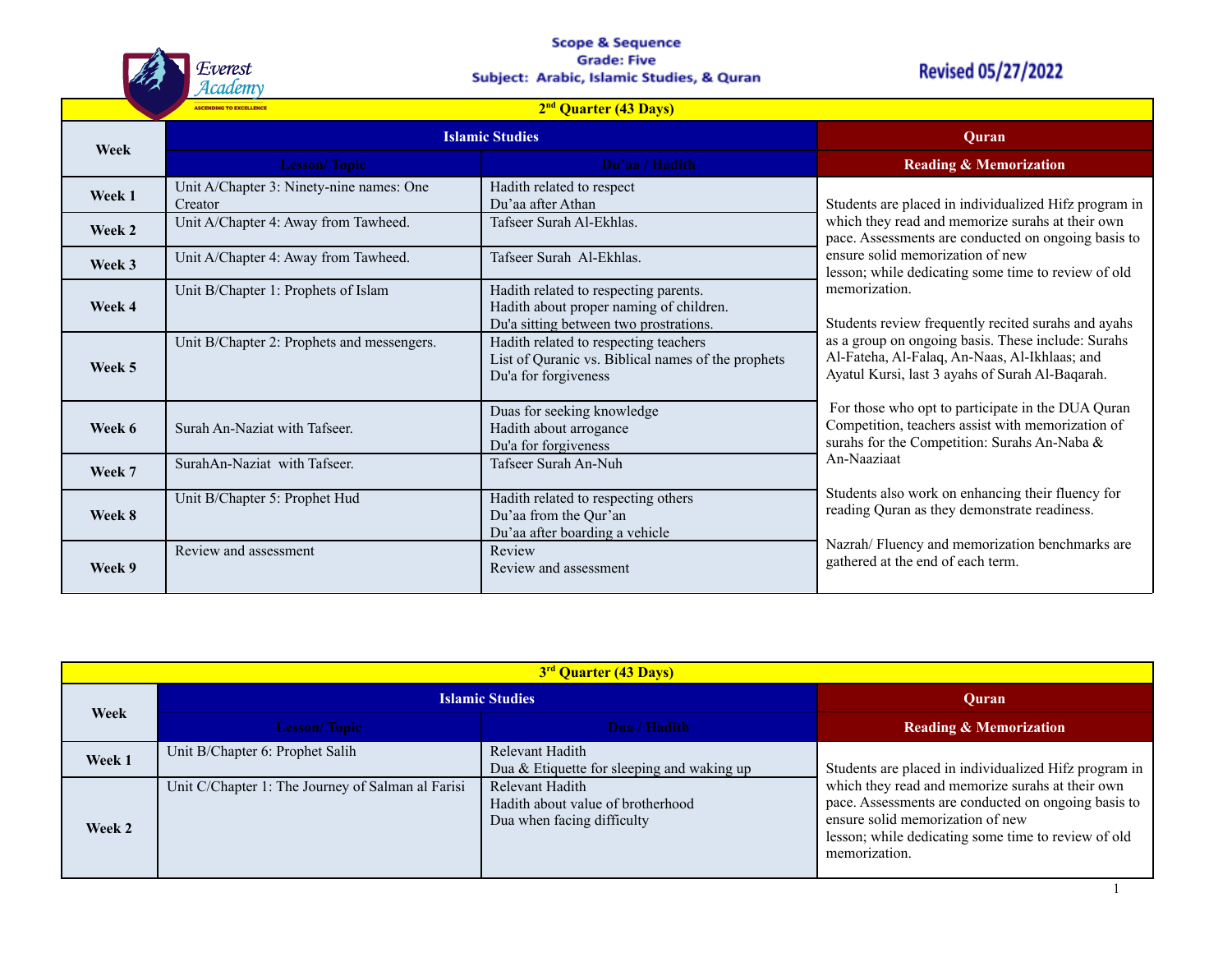Scope & Sequence
Grade: Five
Subject: Arabic, Islamic Studies, & Quran

Revised 05/27/2022

| 2nd Quarter (43 Days) | | | |
|---|---|---|---|
| Week | Islamic Studies | | Quran |
| | Lesson/ Topic | Du'aa / Hadith | Reading & Memorization |
| Week 1 | Unit A/Chapter 3: Ninety-nine names: One Creator | Hadith related to respect<br>Du'aa after Athan | Students are placed in individualized Hifz program in which they read and memorize surahs at their own pace. Assessments are conducted on ongoing basis to ensure solid memorization of new lesson; while dedicating some time to review of old memorization.<br><br>Students review frequently recited surahs and ayahs as a group on ongoing basis. These include: Surahs Al-Fateha, Al-Falaq, An-Naas, Al-Ikhlaas; and Ayatul Kursi, last 3 ayahs of Surah Al-Baqarah.<br><br>For those who opt to participate in the DUA Quran Competition, teachers assist with memorization of surahs for the Competition: Surahs An-Naba & An-Naaziaat<br><br>Students also work on enhancing their fluency for reading Quran as they demonstrate readiness.<br><br>Nazrah/ Fluency and memorization benchmarks are gathered at the end of each term. |
| Week 2 | Unit A/Chapter 4: Away from Tawheed. | Tafseer Surah Al-Ekhlas. | |
| Week 3 | Unit A/Chapter 4: Away from Tawheed. | Tafseer Surah Al-Ekhlas. | |
| Week 4 | Unit B/Chapter 1: Prophets of Islam | Hadith related to respecting parents.<br>Hadith about proper naming of children.<br>Du'a sitting between two prostrations. | |
| Week 5 | Unit B/Chapter 2: Prophets and messengers. | Hadith related to respecting teachers<br>List of Quranic vs. Biblical names of the prophets<br>Du'a for forgiveness | |
| Week 6 | Surah An-Naziat with Tafseer. | Duas for seeking knowledge<br>Hadith about arrogance<br>Du'a for forgiveness | |
| Week 7 | SurahAn-Naziat with Tafseer. | Tafseer Surah An-Nuh | |
| Week 8 | Unit B/Chapter 5: Prophet Hud | Hadith related to respecting others<br>Du'aa from the Qur'an<br>Du'aa after boarding a vehicle | |
| Week 9 | Review and assessment | Review<br>Review and assessment | |

| 3rd Quarter (43 Days) | | | |
|---|---|---|---|
| Week | Islamic Studies | | Quran |
| | Lesson/ Topic | Dua / Hadith | Reading & Memorization |
| Week 1 | Unit B/Chapter 6: Prophet Salih | Relevant Hadith<br>Dua & Etiquette for sleeping and waking up | Students are placed in individualized Hifz program in which they read and memorize surahs at their own pace. Assessments are conducted on ongoing basis to ensure solid memorization of new lesson; while dedicating some time to review of old memorization. |
| Week 2 | Unit C/Chapter 1: The Journey of Salman al Farisi | Relevant Hadith<br>Hadith about value of brotherhood<br>Dua when facing difficulty | |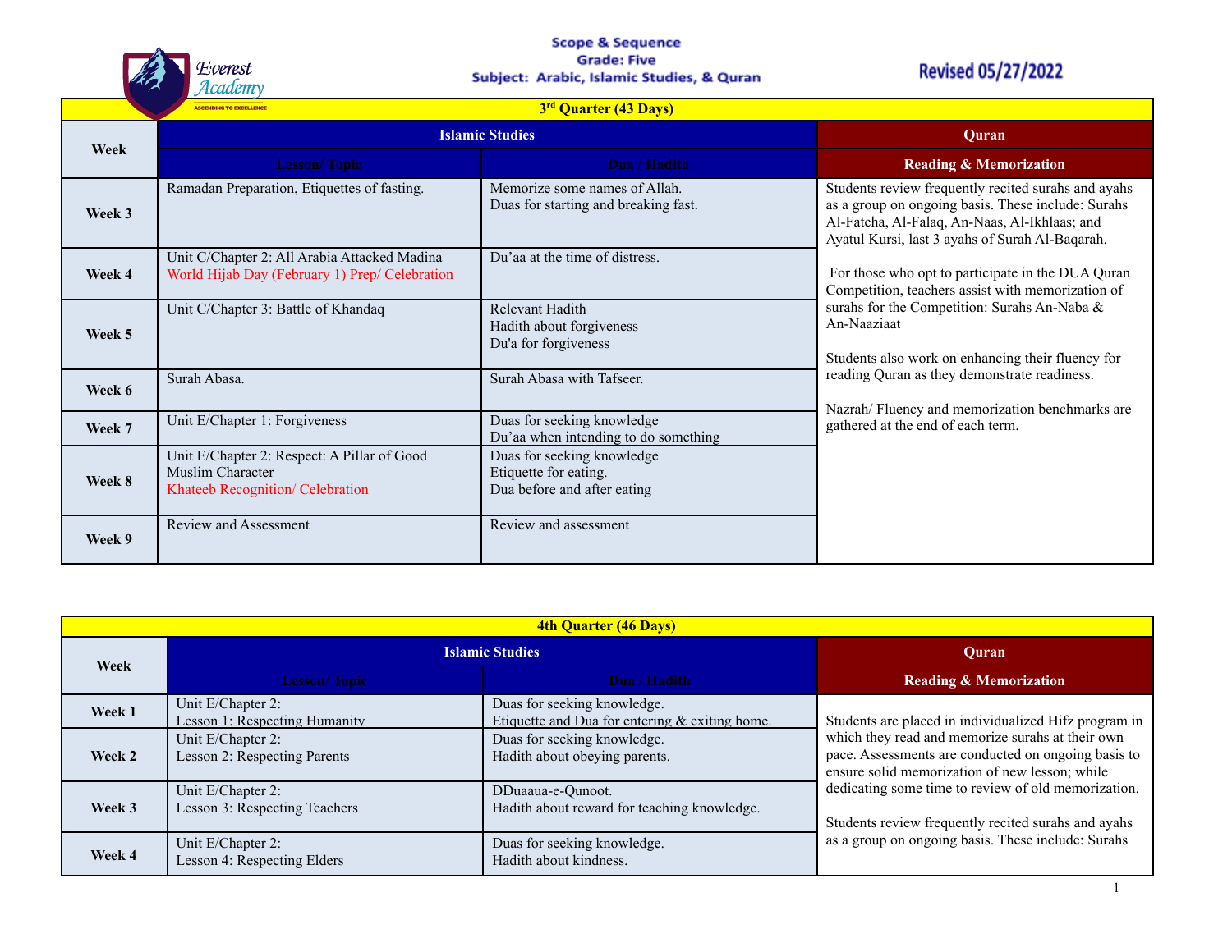Scope & Sequence
Grade: Five
Subject: Arabic, Islamic Studies, & Quran

Revised 05/27/2022

| 3rd Quarter (43 Days) | | | |
|---|---|---|---|
| Week | Islamic Studies | | Quran |
| | Lesson/ Topic | Dua / Hadith | Reading & Memorization |
| Week 3 | Ramadan Preparation, Etiquettes of fasting. | Memorize some names of Allah.<br>Duas for starting and breaking fast. | Students review frequently recited surahs and ayahs as a group on ongoing basis. These include: Surahs Al-Fateha, Al-Falaq, An-Naas, Al-Ikhlaas; and Ayatul Kursi, last 3 ayahs of Surah Al-Baqarah.<br><br>For those who opt to participate in the DUA Quran Competition, teachers assist with memorization of surahs for the Competition: Surahs An-Naba & An-Naaziaat<br><br>Students also work on enhancing their fluency for reading Quran as they demonstrate readiness.<br><br>Nazrah/ Fluency and memorization benchmarks are gathered at the end of each term. |
| Week 4 | Unit C/Chapter 2: All Arabia Attacked Madina<br>World Hijab Day (February 1) Prep/ Celebration | Du'aa at the time of distress. | |
| Week 5 | Unit C/Chapter 3: Battle of Khandaq | Relevant Hadith<br>Hadith about forgiveness<br>Du'a for forgiveness | |
| Week 6 | Surah Abasa. | Surah Abasa with Tafseer. | |
| Week 7 | Unit E/Chapter 1: Forgiveness | Duas for seeking knowledge<br>Du'aa when intending to do something | |
| Week 8 | Unit E/Chapter 2: Respect: A Pillar of Good Muslim Character<br>Khateeb Recognition/ Celebration | Duas for seeking knowledge<br>Etiquette for eating.<br>Dua before and after eating | |
| Week 9 | Review and Assessment | Review and assessment | |

| 4th Quarter (46 Days) | | | |
|---|---|---|---|
| Week | Islamic Studies | | Quran |
| | Lesson/ Topic | Dua / Hadith | Reading & Memorization |
| Week 1 | Unit E/Chapter 2:<br>Lesson 1: Respecting Humanity | Duas for seeking knowledge.<br>Etiquette and Dua for entering & exiting home. | Students are placed in individualized Hifz program in which they read and memorize surahs at their own pace. Assessments are conducted on ongoing basis to ensure solid memorization of new lesson; while dedicating some time to review of old memorization.<br><br>Students review frequently recited surahs and ayahs as a group on ongoing basis. These include: Surahs |
| Week 2 | Unit E/Chapter 2:<br>Lesson 2: Respecting Parents | Duas for seeking knowledge.<br>Hadith about obeying parents. | |
| Week 3 | Unit E/Chapter 2:<br>Lesson 3: Respecting Teachers | DDuaaua-e-Qunoot.<br>Hadith about reward for teaching knowledge. | |
| Week 4 | Unit E/Chapter 2:<br>Lesson 4: Respecting Elders | Duas for seeking knowledge.<br>Hadith about kindness. | |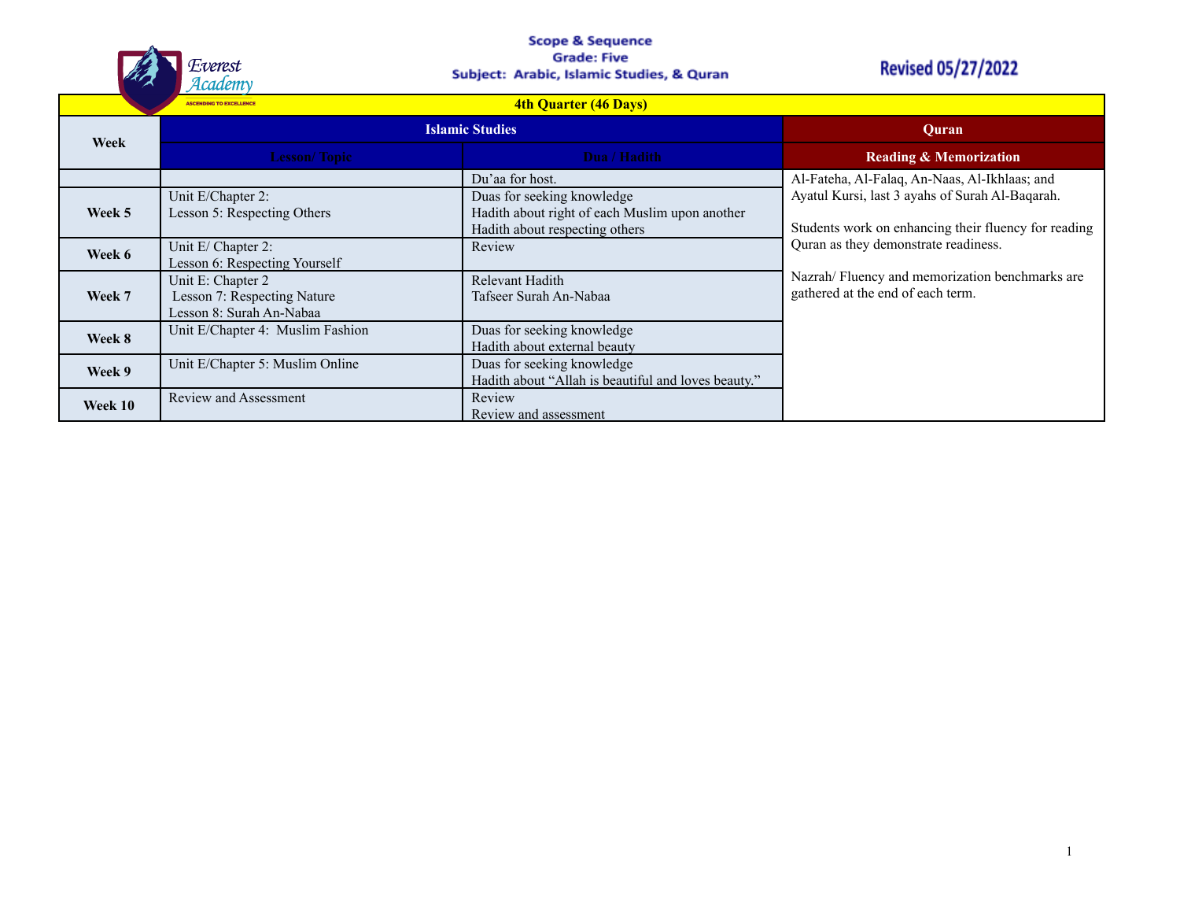Everest Academy
ASCENDING TO EXCELLENCE

**Scope & Sequence**
**Grade: Five**
**Subject: Arabic, Islamic Studies, & Quran**

**Revised 05/27/2022**

| 4th Quarter (46 Days) | | | |
|---|---|---|---|
| **Week** | **Islamic Studies** | | **Quran** |
| | **Lesson/ Topic** | **Dua / Hadith** | **Reading & Memorization** |
| | | Du'aa for host. | Al-Fateha, Al-Falaq, An-Naas, Al-Ikhlaas; and Ayatul Kursi, last 3 ayahs of Surah Al-Baqarah.<br><br>Students work on enhancing their fluency for reading Quran as they demonstrate readiness.<br><br>Nazrah/ Fluency and memorization benchmarks are gathered at the end of each term. |
| **Week 5** | Unit E/Chapter 2:<br>Lesson 5: Respecting Others | Duas for seeking knowledge<br>Hadith about right of each Muslim upon another<br>Hadith about respecting others | |
| **Week 6** | Unit E/ Chapter 2:<br>Lesson 6: Respecting Yourself | Review | |
| **Week 7** | Unit E: Chapter 2<br>Lesson 7: Respecting Nature<br>Lesson 8: Surah An-Nabaa | Relevant Hadith<br>Tafseer Surah An-Nabaa | |
| **Week 8** | Unit E/Chapter 4: Muslim Fashion | Duas for seeking knowledge<br>Hadith about external beauty | |
| **Week 9** | Unit E/Chapter 5: Muslim Online | Duas for seeking knowledge<br>Hadith about "Allah is beautiful and loves beauty." | |
| **Week 10** | Review and Assessment | Review<br>Review and assessment | |